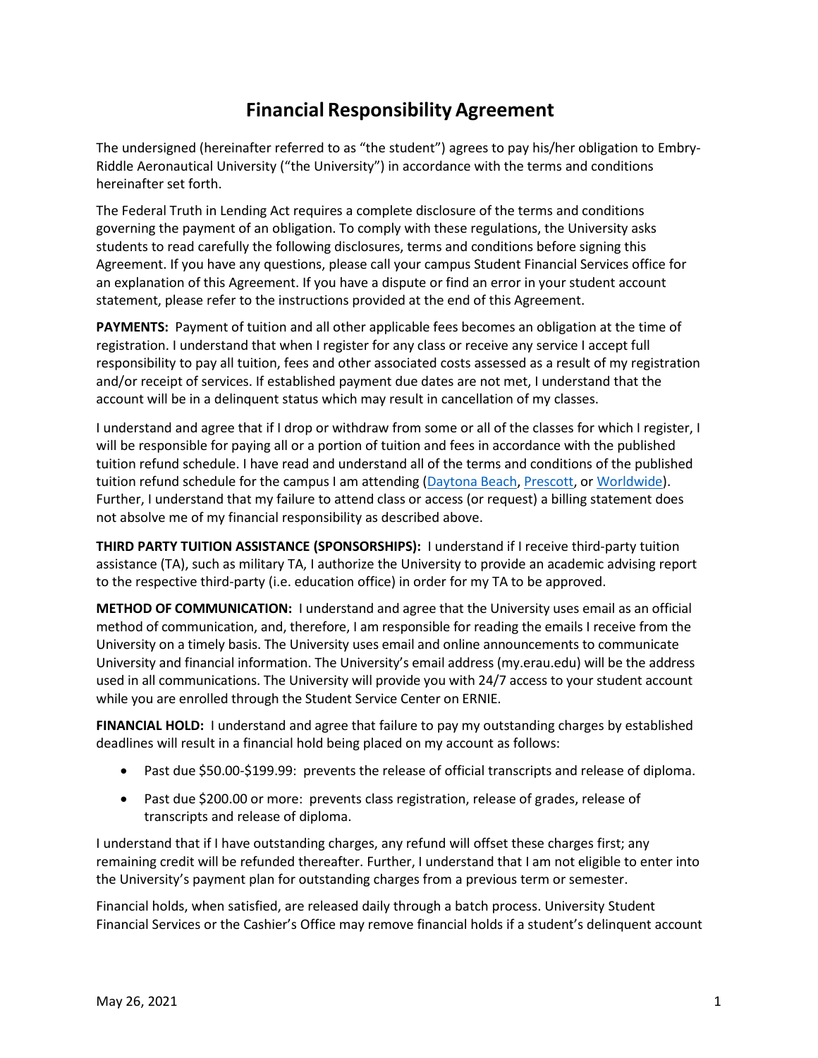# Financial Responsibility Agreement

The undersigned (hereinafter referred to as "the student") agrees to pay his/her obligation to Embry-Riddle Aeronautical University ("the University") in accordance with the terms and conditions hereinafter set forth.

The Federal Truth in Lending Act requires a complete disclosure of the terms and conditions governing the payment of an obligation. To comply with these regulations, the University asks students to read carefully the following disclosures, terms and conditions before signing this Agreement. If you have any questions, please call your campus Student Financial Services office for an explanation of this Agreement. If you have a dispute or find an error in your student account statement, please refer to the instructions provided at the end of this Agreement.

**PAYMENTS:** Payment of tuition and all other applicable fees becomes an obligation at the time of registration. I understand that when I register for any class or receive any service I accept full responsibility to pay all tuition, fees and other associated costs assessed as a result of my registration and/or receipt of services. If established payment due dates are not met, I understand that the account will be in a delinquent status which may result in cancellation of my classes.

I understand and agree that if I drop or withdraw from some or all of the classes for which I register, I will be responsible for paying all or a portion of tuition and fees in accordance with the published tuition refund schedule. I have read and understand all of the terms and conditions of the published tuition refund schedule for the campus I am attending (Daytona Beach, Prescott, or Worldwide). Further, I understand that my failure to attend class or access (or request) a billing statement does not absolve me of my financial responsibility as described above.

**THIRD PARTY TUITION ASSISTANCE (SPONSORSHIPS):** I understand if I receive third-party tuition assistance (TA), such as military TA, I authorize the University to provide an academic advising report to the respective third-party (i.e. education office) in order for my TA to be approved.

**METHOD OF COMMUNICATION:** I understand and agree that the University uses email as an official method of communication, and, therefore, I am responsible for reading the emails I receive from the University on a timely basis. The University uses email and online announcements to communicate University and financial information. The University's email address (my.erau.edu) will be the address used in all communications. The University will provide you with 24/7 access to your student account while you are enrolled through the Student Service Center on ERNIE.

**FINANCIAL HOLD:** I understand and agree that failure to pay my outstanding charges by established deadlines will result in a financial hold being placed on my account as follows:

- Past due $50.00-$199.99: prevents the release of official transcripts and release of diploma.
- Past due $200.00 or more: prevents class registration, release of grades, release of transcripts and release of diploma.

I understand that if I have outstanding charges, any refund will offset these charges first; any remaining credit will be refunded thereafter. Further, I understand that I am not eligible to enter into the University's payment plan for outstanding charges from a previous term or semester.

Financial holds, when satisfied, are released daily through a batch process. University Student Financial Services or the Cashier's Office may remove financial holds if a student's delinquent account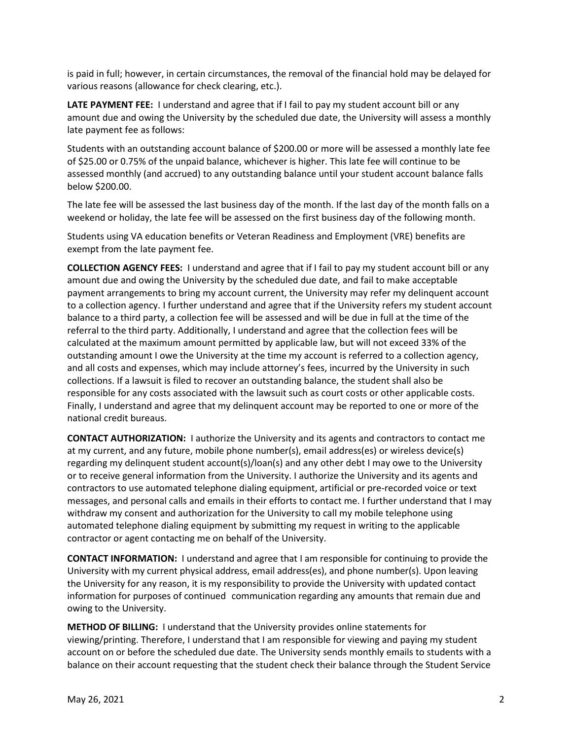is paid in full; however, in certain circumstances, the removal of the financial hold may be delayed for various reasons (allowance for check clearing, etc.).

**LATE PAYMENT FEE:** I understand and agree that if I fail to pay my student account bill or any amount due and owing the University by the scheduled due date, the University will assess a monthly late payment fee as follows:

Students with an outstanding account balance of $200.00 or more will be assessed a monthly late fee of $25.00 or 0.75% of the unpaid balance, whichever is higher. This late fee will continue to be assessed monthly (and accrued) to any outstanding balance until your student account balance falls below $200.00.

The late fee will be assessed the last business day of the month. If the last day of the month falls on a weekend or holiday, the late fee will be assessed on the first business day of the following month.

Students using VA education benefits or Veteran Readiness and Employment (VRE) benefits are exempt from the late payment fee.

**COLLECTION AGENCY FEES:** I understand and agree that if I fail to pay my student account bill or any amount due and owing the University by the scheduled due date, and fail to make acceptable payment arrangements to bring my account current, the University may refer my delinquent account to a collection agency. I further understand and agree that if the University refers my student account balance to a third party, a collection fee will be assessed and will be due in full at the time of the referral to the third party. Additionally, I understand and agree that the collection fees will be calculated at the maximum amount permitted by applicable law, but will not exceed 33% of the outstanding amount I owe the University at the time my account is referred to a collection agency, and all costs and expenses, which may include attorney's fees, incurred by the University in such collections. If a lawsuit is filed to recover an outstanding balance, the student shall also be responsible for any costs associated with the lawsuit such as court costs or other applicable costs. Finally, I understand and agree that my delinquent account may be reported to one or more of the national credit bureaus.

**CONTACT AUTHORIZATION:** I authorize the University and its agents and contractors to contact me at my current, and any future, mobile phone number(s), email address(es) or wireless device(s) regarding my delinquent student account(s)/loan(s) and any other debt I may owe to the University or to receive general information from the University. I authorize the University and its agents and contractors to use automated telephone dialing equipment, artificial or pre-recorded voice or text messages, and personal calls and emails in their efforts to contact me. I further understand that I may withdraw my consent and authorization for the University to call my mobile telephone using automated telephone dialing equipment by submitting my request in writing to the applicable contractor or agent contacting me on behalf of the University.

**CONTACT INFORMATION:** I understand and agree that I am responsible for continuing to provide the University with my current physical address, email address(es), and phone number(s). Upon leaving the University for any reason, it is my responsibility to provide the University with updated contact information for purposes of continued communication regarding any amounts that remain due and owing to the University.

**METHOD OF BILLING:** I understand that the University provides online statements for viewing/printing. Therefore, I understand that I am responsible for viewing and paying my student account on or before the scheduled due date. The University sends monthly emails to students with a balance on their account requesting that the student check their balance through the Student Service

May 26, 2021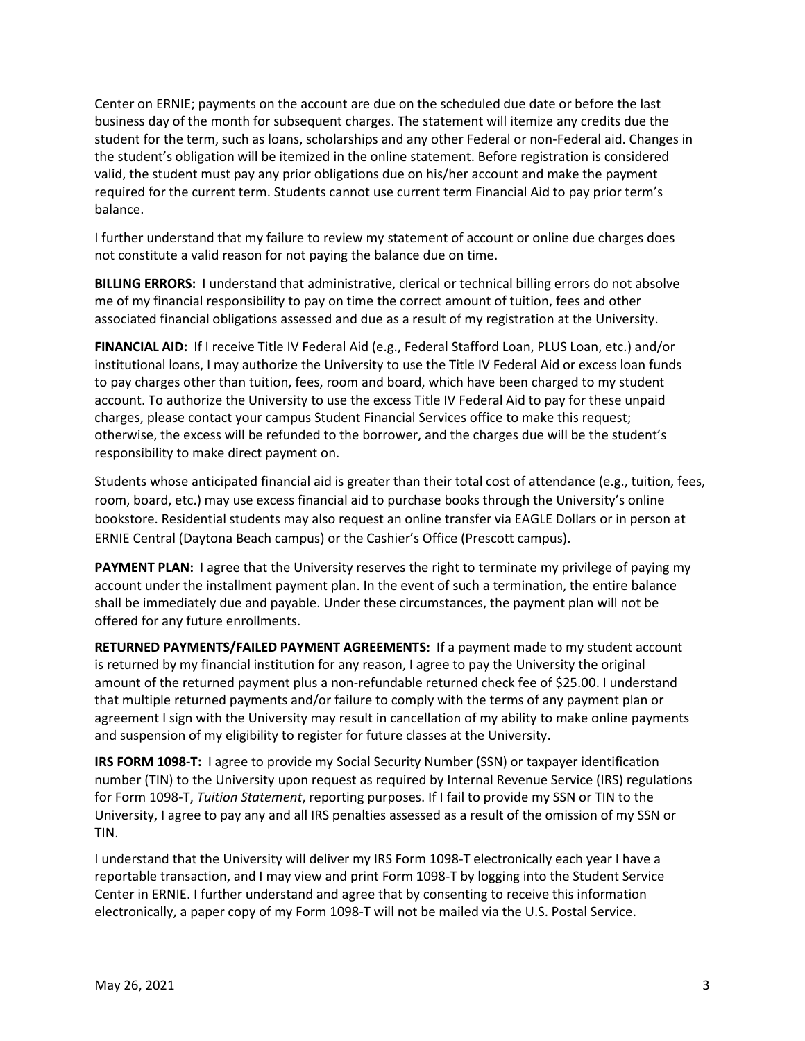Center on ERNIE; payments on the account are due on the scheduled due date or before the last business day of the month for subsequent charges. The statement will itemize any credits due the student for the term, such as loans, scholarships and any other Federal or non-Federal aid. Changes in the student's obligation will be itemized in the online statement. Before registration is considered valid, the student must pay any prior obligations due on his/her account and make the payment required for the current term. Students cannot use current term Financial Aid to pay prior term's balance.

I further understand that my failure to review my statement of account or online due charges does not constitute a valid reason for not paying the balance due on time.

**BILLING ERRORS:** I understand that administrative, clerical or technical billing errors do not absolve me of my financial responsibility to pay on time the correct amount of tuition, fees and other associated financial obligations assessed and due as a result of my registration at the University.

**FINANCIAL AID:** If I receive Title IV Federal Aid (e.g., Federal Stafford Loan, PLUS Loan, etc.) and/or institutional loans, I may authorize the University to use the Title IV Federal Aid or excess loan funds to pay charges other than tuition, fees, room and board, which have been charged to my student account. To authorize the University to use the excess Title IV Federal Aid to pay for these unpaid charges, please contact your campus Student Financial Services office to make this request; otherwise, the excess will be refunded to the borrower, and the charges due will be the student's responsibility to make direct payment on.

Students whose anticipated financial aid is greater than their total cost of attendance (e.g., tuition, fees, room, board, etc.) may use excess financial aid to purchase books through the University's online bookstore. Residential students may also request an online transfer via EAGLE Dollars or in person at ERNIE Central (Daytona Beach campus) or the Cashier's Office (Prescott campus).

**PAYMENT PLAN:** I agree that the University reserves the right to terminate my privilege of paying my account under the installment payment plan. In the event of such a termination, the entire balance shall be immediately due and payable. Under these circumstances, the payment plan will not be offered for any future enrollments.

**RETURNED PAYMENTS/FAILED PAYMENT AGREEMENTS:** If a payment made to my student account is returned by my financial institution for any reason, I agree to pay the University the original amount of the returned payment plus a non-refundable returned check fee of $25.00. I understand that multiple returned payments and/or failure to comply with the terms of any payment plan or agreement I sign with the University may result in cancellation of my ability to make online payments and suspension of my eligibility to register for future classes at the University.

**IRS FORM 1098-T:** I agree to provide my Social Security Number (SSN) or taxpayer identification number (TIN) to the University upon request as required by Internal Revenue Service (IRS) regulations for Form 1098-T, *Tuition Statement*, reporting purposes. If I fail to provide my SSN or TIN to the University, I agree to pay any and all IRS penalties assessed as a result of the omission of my SSN or TIN.

I understand that the University will deliver my IRS Form 1098-T electronically each year I have a reportable transaction, and I may view and print Form 1098-T by logging into the Student Service Center in ERNIE. I further understand and agree that by consenting to receive this information electronically, a paper copy of my Form 1098-T will not be mailed via the U.S. Postal Service.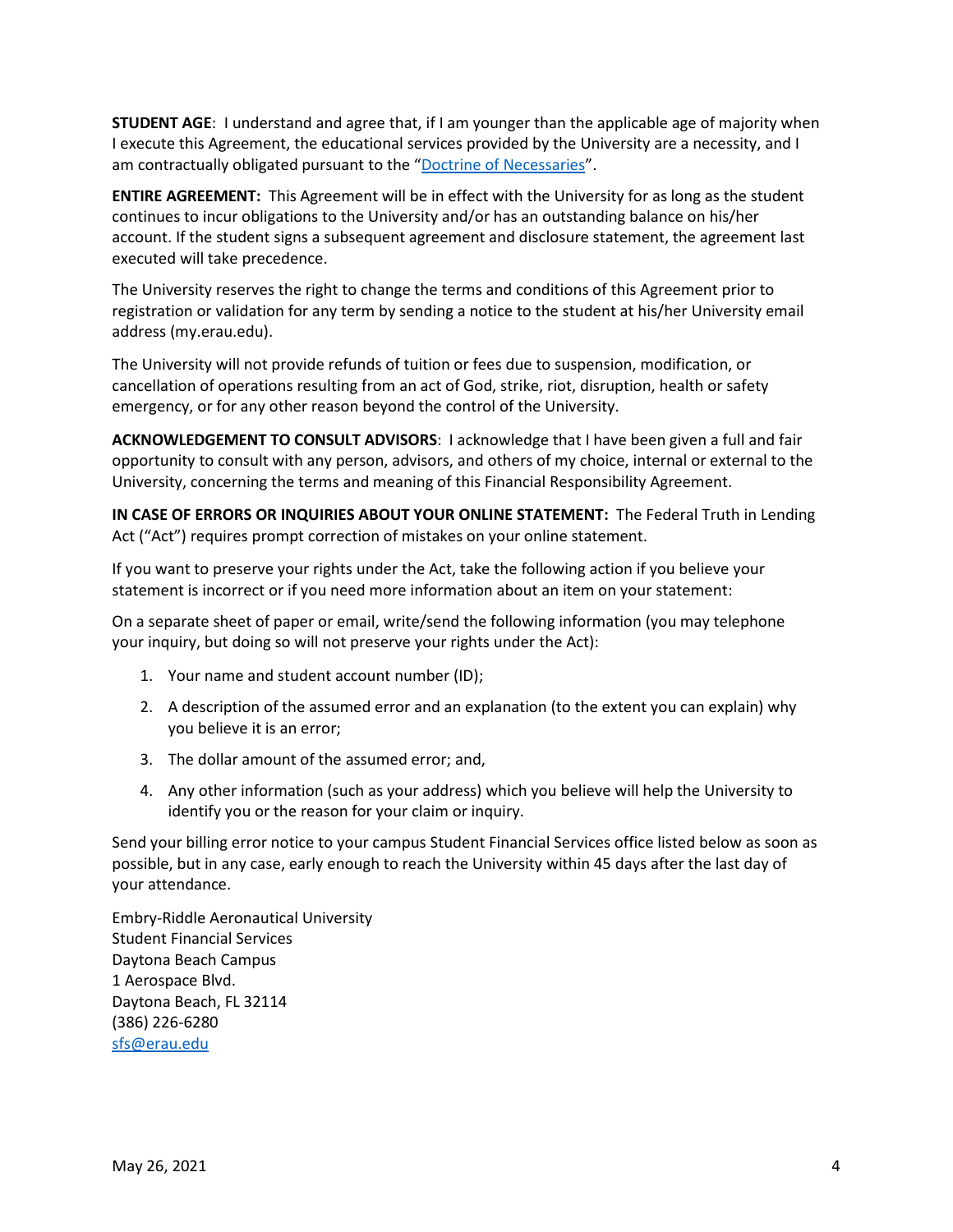**STUDENT AGE**: I understand and agree that, if I am younger than the applicable age of majority when I execute this Agreement, the educational services provided by the University are a necessity, and I am contractually obligated pursuant to the "Doctrine of Necessaries".

**ENTIRE AGREEMENT:** This Agreement will be in effect with the University for as long as the student continues to incur obligations to the University and/or has an outstanding balance on his/her account. If the student signs a subsequent agreement and disclosure statement, the agreement last executed will take precedence.

The University reserves the right to change the terms and conditions of this Agreement prior to registration or validation for any term by sending a notice to the student at his/her University email address (my.erau.edu).

The University will not provide refunds of tuition or fees due to suspension, modification, or cancellation of operations resulting from an act of God, strike, riot, disruption, health or safety emergency, or for any other reason beyond the control of the University.

**ACKNOWLEDGEMENT TO CONSULT ADVISORS**: I acknowledge that I have been given a full and fair opportunity to consult with any person, advisors, and others of my choice, internal or external to the University, concerning the terms and meaning of this Financial Responsibility Agreement.

**IN CASE OF ERRORS OR INQUIRIES ABOUT YOUR ONLINE STATEMENT:** The Federal Truth in Lending Act ("Act") requires prompt correction of mistakes on your online statement.

If you want to preserve your rights under the Act, take the following action if you believe your statement is incorrect or if you need more information about an item on your statement:

On a separate sheet of paper or email, write/send the following information (you may telephone your inquiry, but doing so will not preserve your rights under the Act):

1. Your name and student account number (ID);
2. A description of the assumed error and an explanation (to the extent you can explain) why you believe it is an error;
3. The dollar amount of the assumed error; and,
4. Any other information (such as your address) which you believe will help the University to identify you or the reason for your claim or inquiry.

Send your billing error notice to your campus Student Financial Services office listed below as soon as possible, but in any case, early enough to reach the University within 45 days after the last day of your attendance.

Embry-Riddle Aeronautical University
Student Financial Services
Daytona Beach Campus
1 Aerospace Blvd.
Daytona Beach, FL 32114
(386) 226-6280
sfs@erau.edu

May 26, 2021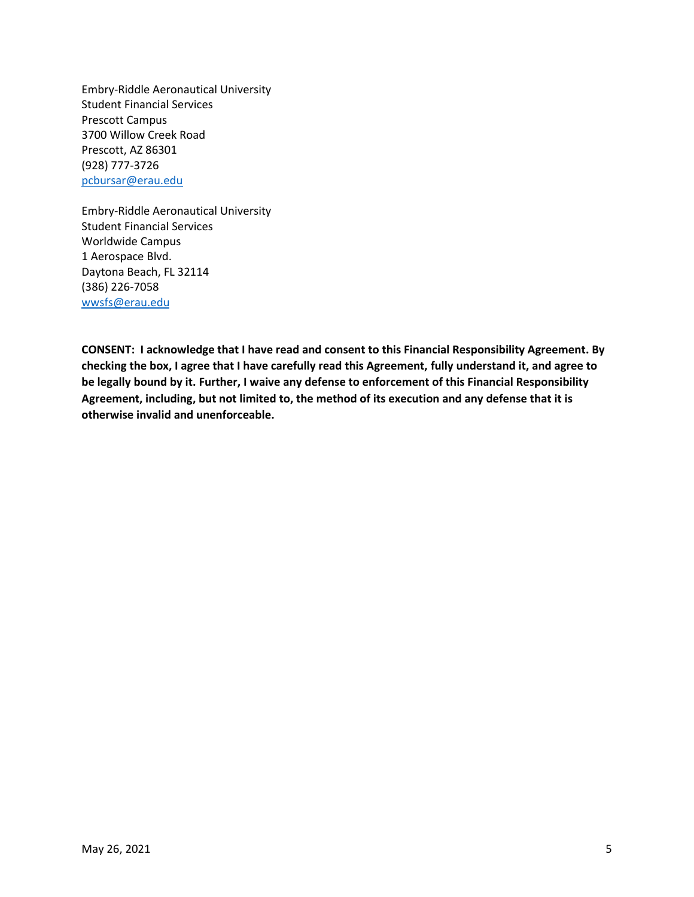Embry-Riddle Aeronautical University
Student Financial Services
Prescott Campus
3700 Willow Creek Road
Prescott, AZ 86301
(928) 777-3726
pcbursar@erau.edu

Embry-Riddle Aeronautical University
Student Financial Services
Worldwide Campus
1 Aerospace Blvd.
Daytona Beach, FL 32114
(386) 226-7058
wwsfs@erau.edu

**CONSENT: I acknowledge that I have read and consent to this Financial Responsibility Agreement. By checking the box, I agree that I have carefully read this Agreement, fully understand it, and agree to be legally bound by it. Further, I waive any defense to enforcement of this Financial Responsibility Agreement, including, but not limited to, the method of its execution and any defense that it is otherwise invalid and unenforceable.**

May 26, 2021